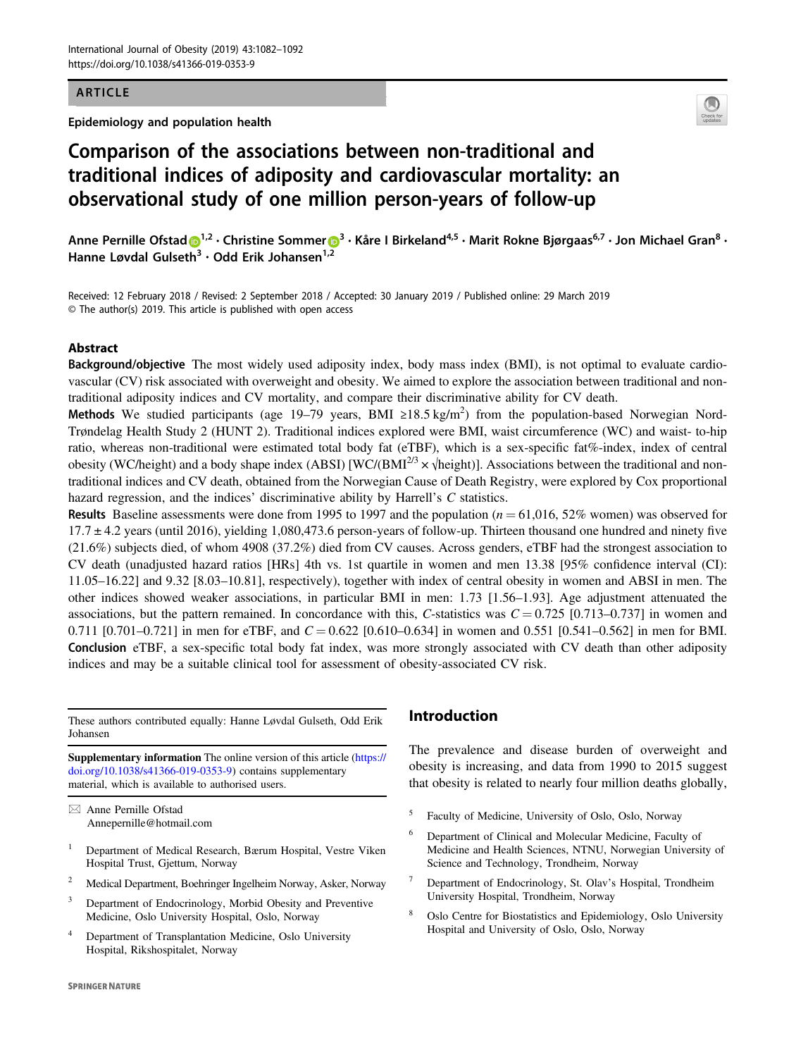ARTICLE

Epidemiology and population health

# Comparison of the associations between non-traditional and traditional indices of adiposity and cardiovascular mortality: an observational study of one million person-years of follow-up

Anne Pernille Ofstad[1,2] · Christine Sommer[3] · Kåre I Birkeland[4,5] · Marit Rokne Bjørgaas[6,7] · Jon Michael Gran[8] · Hanne Løvdal Gulseth[3] · Odd Erik Johansen[1,2]

Received: 12 February 2018 / Revised: 2 September 2018 / Accepted: 30 January 2019 / Published online: 29 March 2019
© The author(s) 2019. This article is published with open access

## Abstract

**Background/objective** The most widely used adiposity index, body mass index (BMI), is not optimal to evaluate cardiovascular (CV) risk associated with overweight and obesity. We aimed to explore the association between traditional and non-traditional adiposity indices and CV mortality, and compare their discriminative ability for CV death.

**Methods** We studied participants (age 19–79 years, BMI ≥18.5 kg/m$^2$) from the population-based Norwegian Nord-Trøndelag Health Study 2 (HUNT 2). Traditional indices explored were BMI, waist circumference (WC) and waist- to-hip ratio, whereas non-traditional were estimated total body fat (eTBF), which is a sex-specific fat%-index, index of central obesity (WC/height) and a body shape index (ABSI) [WC/(BMI$^{2/3}$ × √height)]. Associations between the traditional and non-traditional indices and CV death, obtained from the Norwegian Cause of Death Registry, were explored by Cox proportional hazard regression, and the indices' discriminative ability by Harrell's *C* statistics.

**Results** Baseline assessments were done from 1995 to 1997 and the population ($n = 61{,}016$, 52% women) was observed for 17.7 ± 4.2 years (until 2016), yielding 1,080,473.6 person-years of follow-up. Thirteen thousand one hundred and ninety five (21.6%) subjects died, of whom 4908 (37.2%) died from CV causes. Across genders, eTBF had the strongest association to CV death (unadjusted hazard ratios [HRs] 4th vs. 1st quartile in women and men 13.38 [95% confidence interval (CI): 11.05–16.22] and 9.32 [8.03–10.81], respectively), together with index of central obesity in women and ABSI in men. The other indices showed weaker associations, in particular BMI in men: 1.73 [1.56–1.93]. Age adjustment attenuated the associations, but the pattern remained. In concordance with this, *C*-statistics was $C = 0.725$ [0.713–0.737] in women and 0.711 [0.701–0.721] in men for eTBF, and $C = 0.622$ [0.610–0.634] in women and 0.551 [0.541–0.562] in men for BMI.

**Conclusion** eTBF, a sex-specific total body fat index, was more strongly associated with CV death than other adiposity indices and may be a suitable clinical tool for assessment of obesity-associated CV risk.

These authors contributed equally: Hanne Løvdal Gulseth, Odd Erik Johansen

**Supplementary information** The online version of this article (https://doi.org/10.1038/s41366-019-0353-9) contains supplementary material, which is available to authorised users.

✉ Anne Pernille Ofstad
Annepernille@hotmail.com

1 Department of Medical Research, Bærum Hospital, Vestre Viken Hospital Trust, Gjettum, Norway
2 Medical Department, Boehringer Ingelheim Norway, Asker, Norway
3 Department of Endocrinology, Morbid Obesity and Preventive Medicine, Oslo University Hospital, Oslo, Norway
4 Department of Transplantation Medicine, Oslo University Hospital, Rikshospitalet, Norway
5 Faculty of Medicine, University of Oslo, Oslo, Norway
6 Department of Clinical and Molecular Medicine, Faculty of Medicine and Health Sciences, NTNU, Norwegian University of Science and Technology, Trondheim, Norway
7 Department of Endocrinology, St. Olav's Hospital, Trondheim University Hospital, Trondheim, Norway
8 Oslo Centre for Biostatistics and Epidemiology, Oslo University Hospital and University of Oslo, Oslo, Norway

## Introduction

The prevalence and disease burden of overweight and obesity is increasing, and data from 1990 to 2015 suggest that obesity is related to nearly four million deaths globally,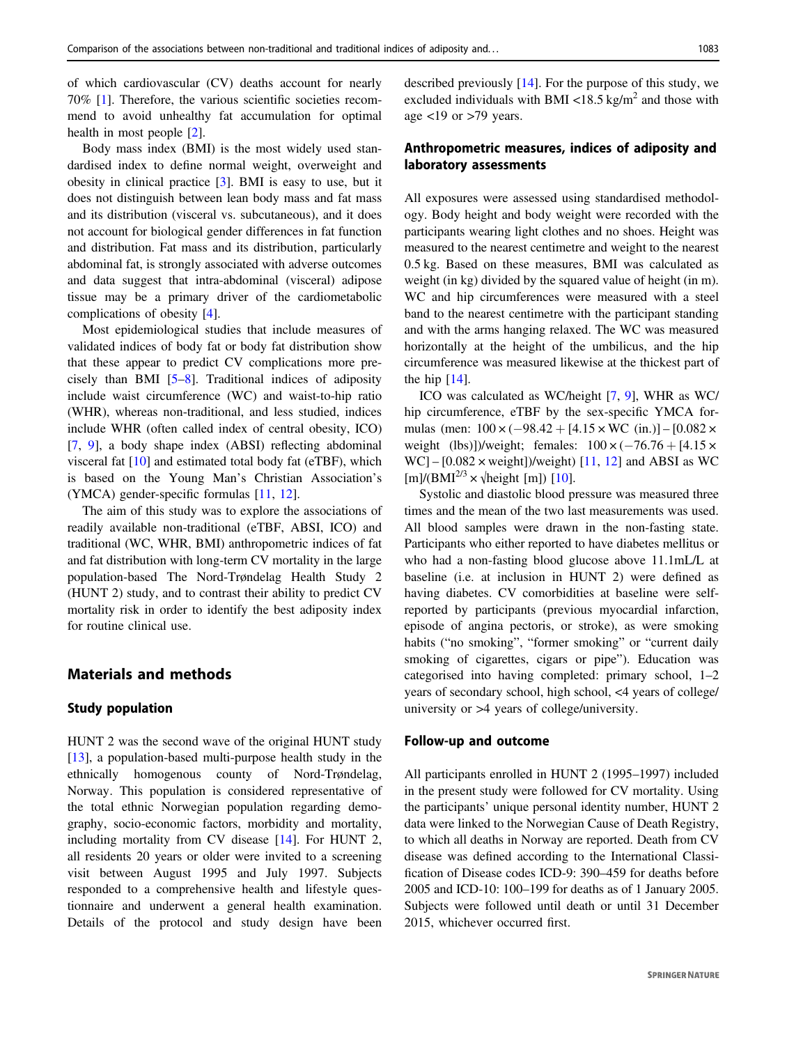of which cardiovascular (CV) deaths account for nearly 70% [1]. Therefore, the various scientific societies recommend to avoid unhealthy fat accumulation for optimal health in most people [2].

Body mass index (BMI) is the most widely used standardised index to define normal weight, overweight and obesity in clinical practice [3]. BMI is easy to use, but it does not distinguish between lean body mass and fat mass and its distribution (visceral vs. subcutaneous), and it does not account for biological gender differences in fat function and distribution. Fat mass and its distribution, particularly abdominal fat, is strongly associated with adverse outcomes and data suggest that intra-abdominal (visceral) adipose tissue may be a primary driver of the cardiometabolic complications of obesity [4].

Most epidemiological studies that include measures of validated indices of body fat or body fat distribution show that these appear to predict CV complications more precisely than BMI [5–8]. Traditional indices of adiposity include waist circumference (WC) and waist-to-hip ratio (WHR), whereas non-traditional, and less studied, indices include WHR (often called index of central obesity, ICO) [7, 9], a body shape index (ABSI) reflecting abdominal visceral fat [10] and estimated total body fat (eTBF), which is based on the Young Man's Christian Association's (YMCA) gender-specific formulas [11, 12].

The aim of this study was to explore the associations of readily available non-traditional (eTBF, ABSI, ICO) and traditional (WC, WHR, BMI) anthropometric indices of fat and fat distribution with long-term CV mortality in the large population-based The Nord-Trøndelag Health Study 2 (HUNT 2) study, and to contrast their ability to predict CV mortality risk in order to identify the best adiposity index for routine clinical use.

## Materials and methods

### Study population

HUNT 2 was the second wave of the original HUNT study [13], a population-based multi-purpose health study in the ethnically homogenous county of Nord-Trøndelag, Norway. This population is considered representative of the total ethnic Norwegian population regarding demography, socio-economic factors, morbidity and mortality, including mortality from CV disease [14]. For HUNT 2, all residents 20 years or older were invited to a screening visit between August 1995 and July 1997. Subjects responded to a comprehensive health and lifestyle questionnaire and underwent a general health examination. Details of the protocol and study design have been described previously [14]. For the purpose of this study, we excluded individuals with BMI <18.5 kg/m$^2$ and those with age <19 or >79 years.

### Anthropometric measures, indices of adiposity and laboratory assessments

All exposures were assessed using standardised methodology. Body height and body weight were recorded with the participants wearing light clothes and no shoes. Height was measured to the nearest centimetre and weight to the nearest 0.5 kg. Based on these measures, BMI was calculated as weight (in kg) divided by the squared value of height (in m). WC and hip circumferences were measured with a steel band to the nearest centimetre with the participant standing and with the arms hanging relaxed. The WC was measured horizontally at the height of the umbilicus, and the hip circumference was measured likewise at the thickest part of the hip [14].

ICO was calculated as WC/height [7, 9], WHR as WC/hip circumference, eTBF by the sex-specific YMCA formulas (men: $100 \times (-98.42 + [4.15 \times \text{WC (in.)}] - [0.082 \times \text{weight (lbs)}])/\text{weight}$; females: $100 \times (-76.76 + [4.15 \times \text{WC}] - [0.082 \times \text{weight}])/\text{weight}$) [11, 12] and ABSI as WC [m]/(BMI$^{2/3}$ × √height [m]) [10].

Systolic and diastolic blood pressure was measured three times and the mean of the two last measurements was used. All blood samples were drawn in the non-fasting state. Participants who either reported to have diabetes mellitus or who had a non-fasting blood glucose above 11.1mL/L at baseline (i.e. at inclusion in HUNT 2) were defined as having diabetes. CV comorbidities at baseline were self-reported by participants (previous myocardial infarction, episode of angina pectoris, or stroke), as were smoking habits ("no smoking", "former smoking" or "current daily smoking of cigarettes, cigars or pipe"). Education was categorised into having completed: primary school, 1–2 years of secondary school, high school, <4 years of college/university or >4 years of college/university.

### Follow-up and outcome

All participants enrolled in HUNT 2 (1995–1997) included in the present study were followed for CV mortality. Using the participants' unique personal identity number, HUNT 2 data were linked to the Norwegian Cause of Death Registry, to which all deaths in Norway are reported. Death from CV disease was defined according to the International Classification of Disease codes ICD-9: 390–459 for deaths before 2005 and ICD-10: 100–199 for deaths as of 1 January 2005. Subjects were followed until death or until 31 December 2015, whichever occurred first.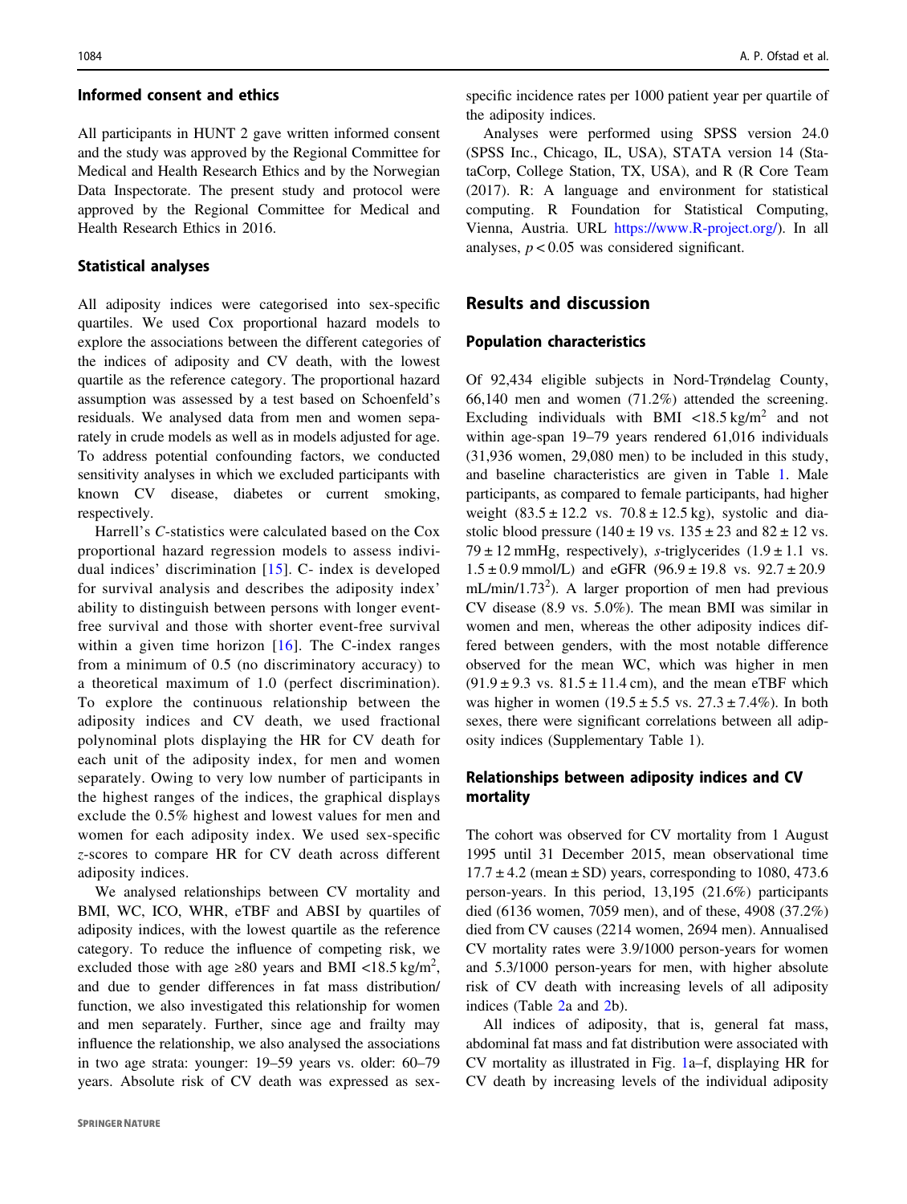### Informed consent and ethics

All participants in HUNT 2 gave written informed consent and the study was approved by the Regional Committee for Medical and Health Research Ethics and by the Norwegian Data Inspectorate. The present study and protocol were approved by the Regional Committee for Medical and Health Research Ethics in 2016.

### Statistical analyses

All adiposity indices were categorised into sex-specific quartiles. We used Cox proportional hazard models to explore the associations between the different categories of the indices of adiposity and CV death, with the lowest quartile as the reference category. The proportional hazard assumption was assessed by a test based on Schoenfeld's residuals. We analysed data from men and women separately in crude models as well as in models adjusted for age. To address potential confounding factors, we conducted sensitivity analyses in which we excluded participants with known CV disease, diabetes or current smoking, respectively.

Harrell's *C*-statistics were calculated based on the Cox proportional hazard regression models to assess individual indices' discrimination [15]. C- index is developed for survival analysis and describes the adiposity index' ability to distinguish between persons with longer event-free survival and those with shorter event-free survival within a given time horizon [16]. The C-index ranges from a minimum of 0.5 (no discriminatory accuracy) to a theoretical maximum of 1.0 (perfect discrimination). To explore the continuous relationship between the adiposity indices and CV death, we used fractional polynominal plots displaying the HR for CV death for each unit of the adiposity index, for men and women separately. Owing to very low number of participants in the highest ranges of the indices, the graphical displays exclude the 0.5% highest and lowest values for men and women for each adiposity index. We used sex-specific *z*-scores to compare HR for CV death across different adiposity indices.

We analysed relationships between CV mortality and BMI, WC, ICO, WHR, eTBF and ABSI by quartiles of adiposity indices, with the lowest quartile as the reference category. To reduce the influence of competing risk, we excluded those with age ≥80 years and BMI <18.5 kg/m$^2$, and due to gender differences in fat mass distribution/function, we also investigated this relationship for women and men separately. Further, since age and frailty may influence the relationship, we also analysed the associations in two age strata: younger: 19–59 years vs. older: 60–79 years. Absolute risk of CV death was expressed as sex-specific incidence rates per 1000 patient year per quartile of the adiposity indices.

Analyses were performed using SPSS version 24.0 (SPSS Inc., Chicago, IL, USA), STATA version 14 (StataCorp, College Station, TX, USA), and R (R Core Team (2017). R: A language and environment for statistical computing. R Foundation for Statistical Computing, Vienna, Austria. URL https://www.R-project.org/). In all analyses, $p < 0.05$ was considered significant.

## Results and discussion

### Population characteristics

Of 92,434 eligible subjects in Nord-Trøndelag County, 66,140 men and women (71.2%) attended the screening. Excluding individuals with BMI <18.5 kg/m$^2$ and not within age-span 19–79 years rendered 61,016 individuals (31,936 women, 29,080 men) to be included in this study, and baseline characteristics are given in Table 1. Male participants, as compared to female participants, had higher weight (83.5 ± 12.2 vs. 70.8 ± 12.5 kg), systolic and diastolic blood pressure (140 ± 19 vs. 135 ± 23 and 82 ± 12 vs. 79 ± 12 mmHg, respectively), *s*-triglycerides (1.9 ± 1.1 vs. 1.5 ± 0.9 mmol/L) and eGFR (96.9 ± 19.8 vs. 92.7 ± 20.9 mL/min/1.73$^2$). A larger proportion of men had previous CV disease (8.9 vs. 5.0%). The mean BMI was similar in women and men, whereas the other adiposity indices differed between genders, with the most notable difference observed for the mean WC, which was higher in men (91.9 ± 9.3 vs. 81.5 ± 11.4 cm), and the mean eTBF which was higher in women (19.5 ± 5.5 vs. 27.3 ± 7.4%). In both sexes, there were significant correlations between all adiposity indices (Supplementary Table 1).

### Relationships between adiposity indices and CV mortality

The cohort was observed for CV mortality from 1 August 1995 until 31 December 2015, mean observational time 17.7 ± 4.2 (mean ± SD) years, corresponding to 1080, 473.6 person-years. In this period, 13,195 (21.6%) participants died (6136 women, 7059 men), and of these, 4908 (37.2%) died from CV causes (2214 women, 2694 men). Annualised CV mortality rates were 3.9/1000 person-years for women and 5.3/1000 person-years for men, with higher absolute risk of CV death with increasing levels of all adiposity indices (Table 2a and 2b).

All indices of adiposity, that is, general fat mass, abdominal fat mass and fat distribution were associated with CV mortality as illustrated in Fig. 1a–f, displaying HR for CV death by increasing levels of the individual adiposity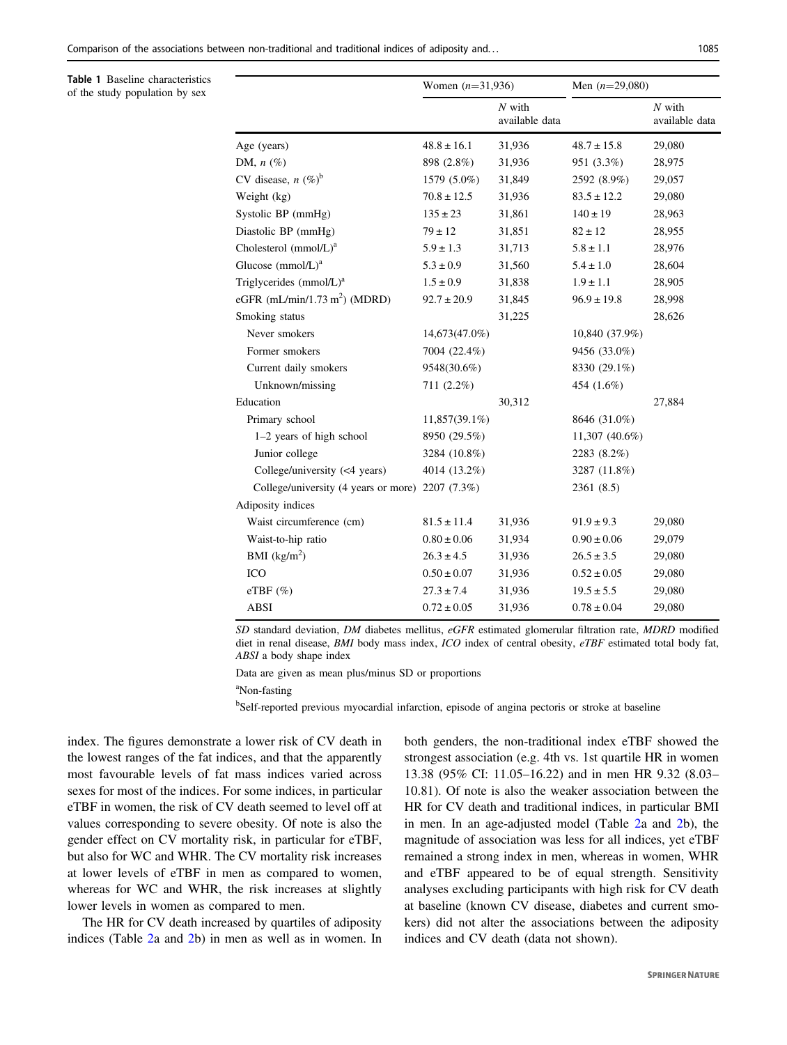**Table 1** Baseline characteristics of the study population by sex

| | Women ($n$=31,936) | | Men ($n$=29,080) | |
|---|---|---|---|---|
| | | *N* with available data | | *N* with available data |
| Age (years) | 48.8 ± 16.1 | 31,936 | 48.7 ± 15.8 | 29,080 |
| DM, *n* (%) | 898 (2.8%) | 31,936 | 951 (3.3%) | 28,975 |
| CV disease, *n* (%)[b] | 1579 (5.0%) | 31,849 | 2592 (8.9%) | 29,057 |
| Weight (kg) | 70.8 ± 12.5 | 31,936 | 83.5 ± 12.2 | 29,080 |
| Systolic BP (mmHg) | 135 ± 23 | 31,861 | 140 ± 19 | 28,963 |
| Diastolic BP (mmHg) | 79 ± 12 | 31,851 | 82 ± 12 | 28,955 |
| Cholesterol (mmol/L)[a] | 5.9 ± 1.3 | 31,713 | 5.8 ± 1.1 | 28,976 |
| Glucose (mmol/L)[a] | 5.3 ± 0.9 | 31,560 | 5.4 ± 1.0 | 28,604 |
| Triglycerides (mmol/L)[a] | 1.5 ± 0.9 | 31,838 | 1.9 ± 1.1 | 28,905 |
| eGFR (mL/min/1.73 m$^2$) (MDRD) | 92.7 ± 20.9 | 31,845 | 96.9 ± 19.8 | 28,998 |
| Smoking status | | 31,225 | | 28,626 |
| Never smokers | 14,673(47.0%) | | 10,840 (37.9%) | |
| Former smokers | 7004 (22.4%) | | 9456 (33.0%) | |
| Current daily smokers | 9548(30.6%) | | 8330 (29.1%) | |
| Unknown/missing | 711 (2.2%) | | 454 (1.6%) | |
| Education | | 30,312 | | 27,884 |
| Primary school | 11,857(39.1%) | | 8646 (31.0%) | |
| 1–2 years of high school | 8950 (29.5%) | | 11,307 (40.6%) | |
| Junior college | 3284 (10.8%) | | 2283 (8.2%) | |
| College/university (<4 years) | 4014 (13.2%) | | 3287 (11.8%) | |
| College/university (4 years or more) | 2207 (7.3%) | | 2361 (8.5) | |
| Adiposity indices | | | | |
| Waist circumference (cm) | 81.5 ± 11.4 | 31,936 | 91.9 ± 9.3 | 29,080 |
| Waist-to-hip ratio | 0.80 ± 0.06 | 31,934 | 0.90 ± 0.06 | 29,079 |
| BMI (kg/m$^2$) | 26.3 ± 4.5 | 31,936 | 26.5 ± 3.5 | 29,080 |
| ICO | 0.50 ± 0.07 | 31,936 | 0.52 ± 0.05 | 29,080 |
| eTBF (%) | 27.3 ± 7.4 | 31,936 | 19.5 ± 5.5 | 29,080 |
| ABSI | 0.72 ± 0.05 | 31,936 | 0.78 ± 0.04 | 29,080 |

*SD* standard deviation, *DM* diabetes mellitus, *eGFR* estimated glomerular filtration rate, *MDRD* modified diet in renal disease, *BMI* body mass index, *ICO* index of central obesity, *eTBF* estimated total body fat, *ABSI* a body shape index

Data are given as mean plus/minus SD or proportions

[a]Non-fasting

[b]Self-reported previous myocardial infarction, episode of angina pectoris or stroke at baseline

index. The figures demonstrate a lower risk of CV death in the lowest ranges of the fat indices, and that the apparently most favourable levels of fat mass indices varied across sexes for most of the indices. For some indices, in particular eTBF in women, the risk of CV death seemed to level off at values corresponding to severe obesity. Of note is also the gender effect on CV mortality risk, in particular for eTBF, but also for WC and WHR. The CV mortality risk increases at lower levels of eTBF in men as compared to women, whereas for WC and WHR, the risk increases at slightly lower levels in women as compared to men.

The HR for CV death increased by quartiles of adiposity indices (Table 2a and 2b) in men as well as in women. In both genders, the non-traditional index eTBF showed the strongest association (e.g. 4th vs. 1st quartile HR in women 13.38 (95% CI: 11.05–16.22) and in men HR 9.32 (8.03–10.81). Of note is also the weaker association between the HR for CV death and traditional indices, in particular BMI in men. In an age-adjusted model (Table 2a and 2b), the magnitude of association was less for all indices, yet eTBF remained a strong index in men, whereas in women, WHR and eTBF appeared to be of equal strength. Sensitivity analyses excluding participants with high risk for CV death at baseline (known CV disease, diabetes and current smokers) did not alter the associations between the adiposity indices and CV death (data not shown).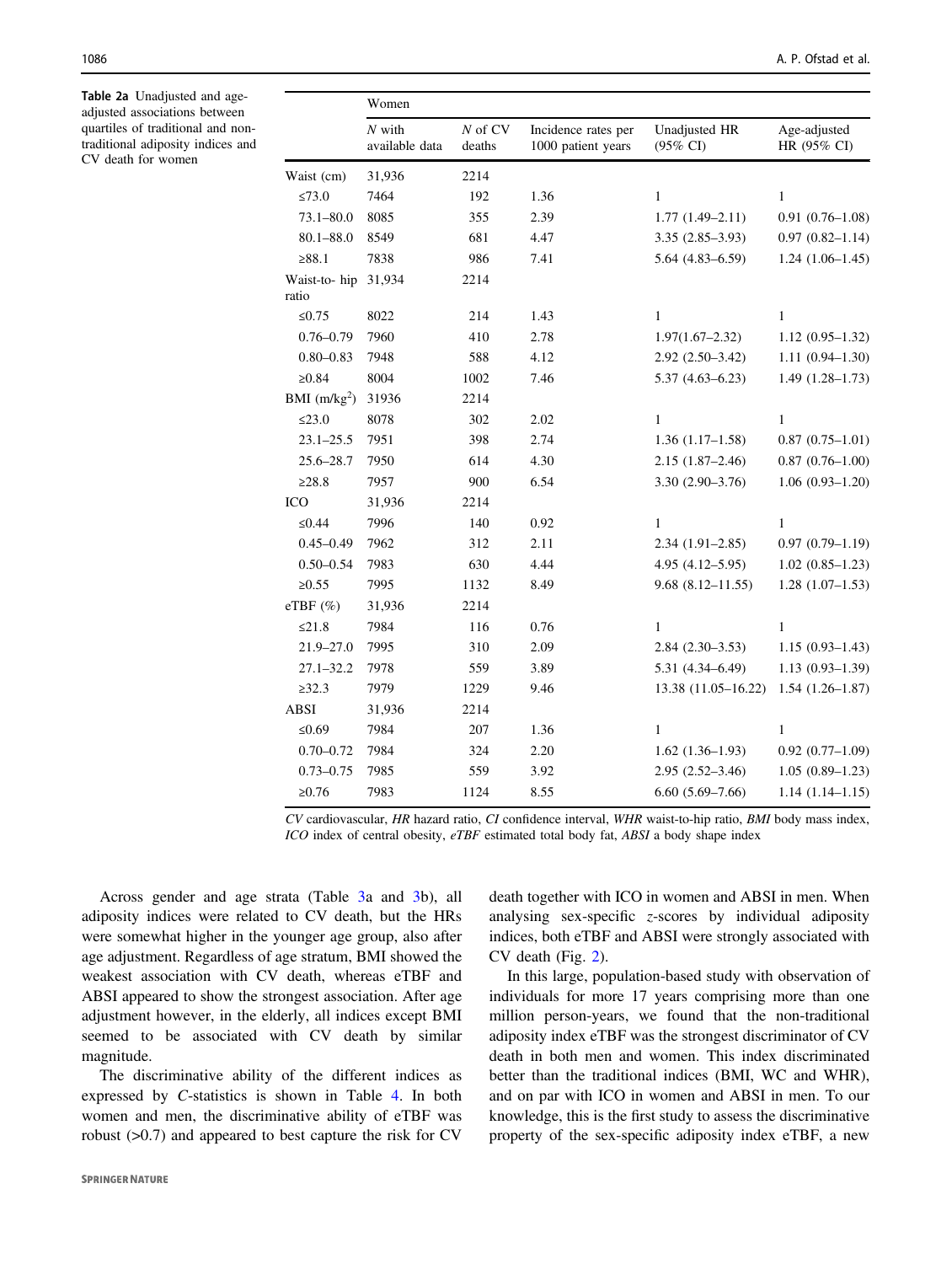**Table 2a** Unadjusted and age-adjusted associations between quartiles of traditional and non-traditional adiposity indices and CV death for women

| | Women | | | | |
|---|---|---|---|---|---|
| | *N* with available data | *N* of CV deaths | Incidence rates per 1000 patient years | Unadjusted HR (95% CI) | Age-adjusted HR (95% CI) |
| Waist (cm) | 31,936 | 2214 | | | |
| ≤73.0 | 7464 | 192 | 1.36 | 1 | 1 |
| 73.1–80.0 | 8085 | 355 | 2.39 | 1.77 (1.49–2.11) | 0.91 (0.76–1.08) |
| 80.1–88.0 | 8549 | 681 | 4.47 | 3.35 (2.85–3.93) | 0.97 (0.82–1.14) |
| ≥88.1 | 7838 | 986 | 7.41 | 5.64 (4.83–6.59) | 1.24 (1.06–1.45) |
| Waist-to- hip ratio | 31,934 | 2214 | | | |
| ≤0.75 | 8022 | 214 | 1.43 | 1 | 1 |
| 0.76–0.79 | 7960 | 410 | 2.78 | 1.97(1.67–2.32) | 1.12 (0.95–1.32) |
| 0.80–0.83 | 7948 | 588 | 4.12 | 2.92 (2.50–3.42) | 1.11 (0.94–1.30) |
| ≥0.84 | 8004 | 1002 | 7.46 | 5.37 (4.63–6.23) | 1.49 (1.28–1.73) |
| BMI (m/kg$^2$) | 31936 | 2214 | | | |
| ≤23.0 | 8078 | 302 | 2.02 | 1 | 1 |
| 23.1–25.5 | 7951 | 398 | 2.74 | 1.36 (1.17–1.58) | 0.87 (0.75–1.01) |
| 25.6–28.7 | 7950 | 614 | 4.30 | 2.15 (1.87–2.46) | 0.87 (0.76–1.00) |
| ≥28.8 | 7957 | 900 | 6.54 | 3.30 (2.90–3.76) | 1.06 (0.93–1.20) |
| ICO | 31,936 | 2214 | | | |
| ≤0.44 | 7996 | 140 | 0.92 | 1 | 1 |
| 0.45–0.49 | 7962 | 312 | 2.11 | 2.34 (1.91–2.85) | 0.97 (0.79–1.19) |
| 0.50–0.54 | 7983 | 630 | 4.44 | 4.95 (4.12–5.95) | 1.02 (0.85–1.23) |
| ≥0.55 | 7995 | 1132 | 8.49 | 9.68 (8.12–11.55) | 1.28 (1.07–1.53) |
| eTBF (%) | 31,936 | 2214 | | | |
| ≤21.8 | 7984 | 116 | 0.76 | 1 | 1 |
| 21.9–27.0 | 7995 | 310 | 2.09 | 2.84 (2.30–3.53) | 1.15 (0.93–1.43) |
| 27.1–32.2 | 7978 | 559 | 3.89 | 5.31 (4.34–6.49) | 1.13 (0.93–1.39) |
| ≥32.3 | 7979 | 1229 | 9.46 | 13.38 (11.05–16.22) | 1.54 (1.26–1.87) |
| ABSI | 31,936 | 2214 | | | |
| ≤0.69 | 7984 | 207 | 1.36 | 1 | 1 |
| 0.70–0.72 | 7984 | 324 | 2.20 | 1.62 (1.36–1.93) | 0.92 (0.77–1.09) |
| 0.73–0.75 | 7985 | 559 | 3.92 | 2.95 (2.52–3.46) | 1.05 (0.89–1.23) |
| ≥0.76 | 7983 | 1124 | 8.55 | 6.60 (5.69–7.66) | 1.14 (1.14–1.15) |

*CV* cardiovascular, *HR* hazard ratio, *CI* confidence interval, *WHR* waist-to-hip ratio, *BMI* body mass index, *ICO* index of central obesity, *eTBF* estimated total body fat, *ABSI* a body shape index

Across gender and age strata (Table 3a and 3b), all adiposity indices were related to CV death, but the HRs were somewhat higher in the younger age group, also after age adjustment. Regardless of age stratum, BMI showed the weakest association with CV death, whereas eTBF and ABSI appeared to show the strongest association. After age adjustment however, in the elderly, all indices except BMI seemed to be associated with CV death by similar magnitude.

The discriminative ability of the different indices as expressed by *C*-statistics is shown in Table 4. In both women and men, the discriminative ability of eTBF was robust (>0.7) and appeared to best capture the risk for CV death together with ICO in women and ABSI in men. When analysing sex-specific *z*-scores by individual adiposity indices, both eTBF and ABSI were strongly associated with CV death (Fig. 2).

In this large, population-based study with observation of individuals for more 17 years comprising more than one million person-years, we found that the non-traditional adiposity index eTBF was the strongest discriminator of CV death in both men and women. This index discriminated better than the traditional indices (BMI, WC and WHR), and on par with ICO in women and ABSI in men. To our knowledge, this is the first study to assess the discriminative property of the sex-specific adiposity index eTBF, a new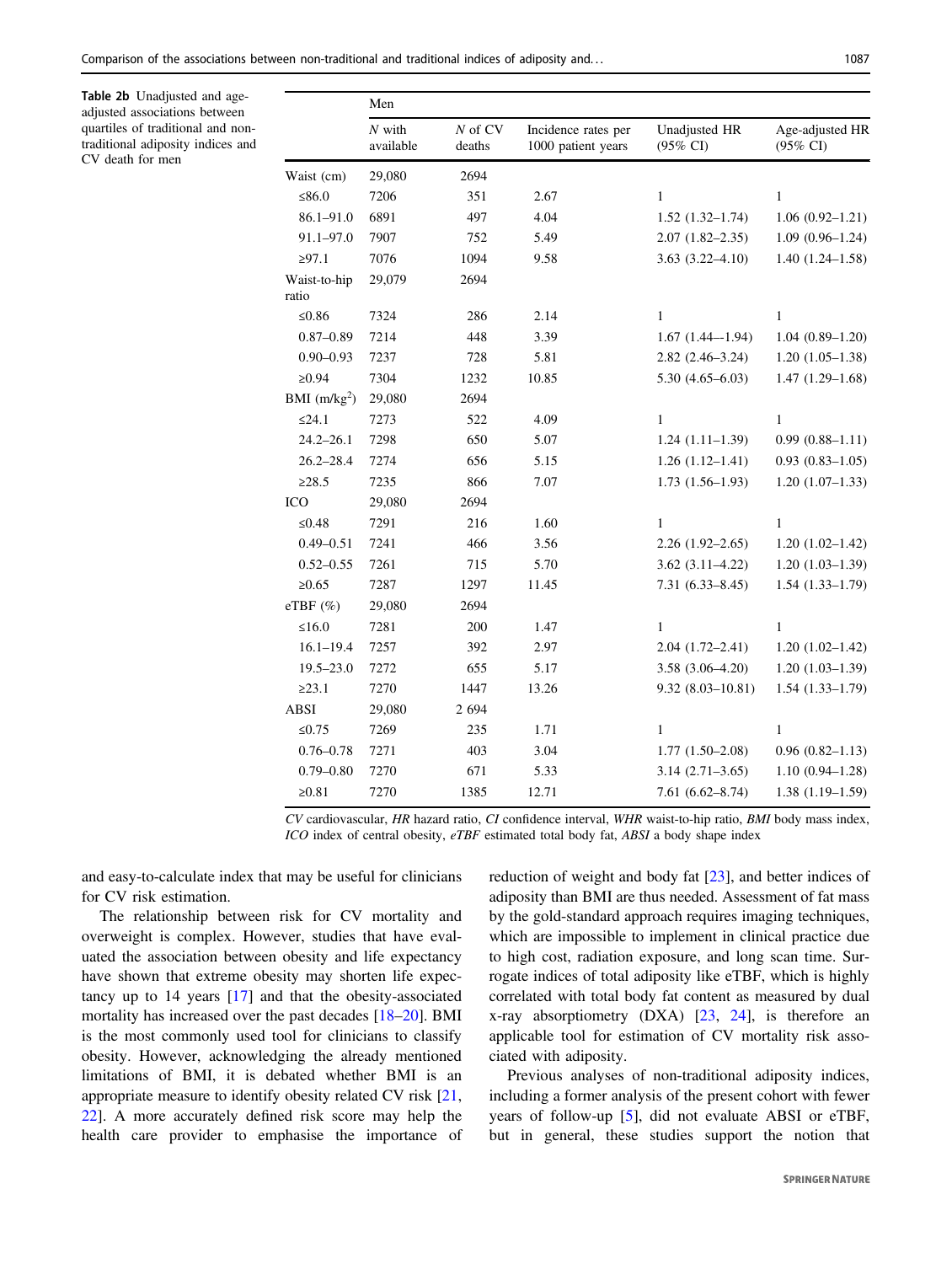**Table 2b** Unadjusted and age-adjusted associations between quartiles of traditional and non-traditional adiposity indices and CV death for men

| | Men | | | | |
|---|---|---|---|---|---|
| | *N* with available | *N* of CV deaths | Incidence rates per 1000 patient years | Unadjusted HR (95% CI) | Age-adjusted HR (95% CI) |
| Waist (cm) | 29,080 | 2694 | | | |
| ≤86.0 | 7206 | 351 | 2.67 | 1 | 1 |
| 86.1–91.0 | 6891 | 497 | 4.04 | 1.52 (1.32–1.74) | 1.06 (0.92–1.21) |
| 91.1–97.0 | 7907 | 752 | 5.49 | 2.07 (1.82–2.35) | 1.09 (0.96–1.24) |
| ≥97.1 | 7076 | 1094 | 9.58 | 3.63 (3.22–4.10) | 1.40 (1.24–1.58) |
| Waist-to-hip ratio | 29,079 | 2694 | | | |
| ≤0.86 | 7324 | 286 | 2.14 | 1 | 1 |
| 0.87–0.89 | 7214 | 448 | 3.39 | 1.67 (1.44—1.94) | 1.04 (0.89–1.20) |
| 0.90–0.93 | 7237 | 728 | 5.81 | 2.82 (2.46–3.24) | 1.20 (1.05–1.38) |
| ≥0.94 | 7304 | 1232 | 10.85 | 5.30 (4.65–6.03) | 1.47 (1.29–1.68) |
| BMI (m/kg$^2$) | 29,080 | 2694 | | | |
| ≤24.1 | 7273 | 522 | 4.09 | 1 | 1 |
| 24.2–26.1 | 7298 | 650 | 5.07 | 1.24 (1.11–1.39) | 0.99 (0.88–1.11) |
| 26.2–28.4 | 7274 | 656 | 5.15 | 1.26 (1.12–1.41) | 0.93 (0.83–1.05) |
| ≥28.5 | 7235 | 866 | 7.07 | 1.73 (1.56–1.93) | 1.20 (1.07–1.33) |
| ICO | 29,080 | 2694 | | | |
| ≤0.48 | 7291 | 216 | 1.60 | 1 | 1 |
| 0.49–0.51 | 7241 | 466 | 3.56 | 2.26 (1.92–2.65) | 1.20 (1.02–1.42) |
| 0.52–0.55 | 7261 | 715 | 5.70 | 3.62 (3.11–4.22) | 1.20 (1.03–1.39) |
| ≥0.65 | 7287 | 1297 | 11.45 | 7.31 (6.33–8.45) | 1.54 (1.33–1.79) |
| eTBF (%) | 29,080 | 2694 | | | |
| ≤16.0 | 7281 | 200 | 1.47 | 1 | 1 |
| 16.1–19.4 | 7257 | 392 | 2.97 | 2.04 (1.72–2.41) | 1.20 (1.02–1.42) |
| 19.5–23.0 | 7272 | 655 | 5.17 | 3.58 (3.06–4.20) | 1.20 (1.03–1.39) |
| ≥23.1 | 7270 | 1447 | 13.26 | 9.32 (8.03–10.81) | 1.54 (1.33–1.79) |
| ABSI | 29,080 | 2 694 | | | |
| ≤0.75 | 7269 | 235 | 1.71 | 1 | 1 |
| 0.76–0.78 | 7271 | 403 | 3.04 | 1.77 (1.50–2.08) | 0.96 (0.82–1.13) |
| 0.79–0.80 | 7270 | 671 | 5.33 | 3.14 (2.71–3.65) | 1.10 (0.94–1.28) |
| ≥0.81 | 7270 | 1385 | 12.71 | 7.61 (6.62–8.74) | 1.38 (1.19–1.59) |

*CV* cardiovascular, *HR* hazard ratio, *CI* confidence interval, *WHR* waist-to-hip ratio, *BMI* body mass index, *ICO* index of central obesity, *eTBF* estimated total body fat, *ABSI* a body shape index

and easy-to-calculate index that may be useful for clinicians for CV risk estimation.

The relationship between risk for CV mortality and overweight is complex. However, studies that have evaluated the association between obesity and life expectancy have shown that extreme obesity may shorten life expectancy up to 14 years [17] and that the obesity-associated mortality has increased over the past decades [18–20]. BMI is the most commonly used tool for clinicians to classify obesity. However, acknowledging the already mentioned limitations of BMI, it is debated whether BMI is an appropriate measure to identify obesity related CV risk [21, 22]. A more accurately defined risk score may help the health care provider to emphasise the importance of reduction of weight and body fat [23], and better indices of adiposity than BMI are thus needed. Assessment of fat mass by the gold-standard approach requires imaging techniques, which are impossible to implement in clinical practice due to high cost, radiation exposure, and long scan time. Surrogate indices of total adiposity like eTBF, which is highly correlated with total body fat content as measured by dual x-ray absorptiometry (DXA) [23, 24], is therefore an applicable tool for estimation of CV mortality risk associated with adiposity.

Previous analyses of non-traditional adiposity indices, including a former analysis of the present cohort with fewer years of follow-up [5], did not evaluate ABSI or eTBF, but in general, these studies support the notion that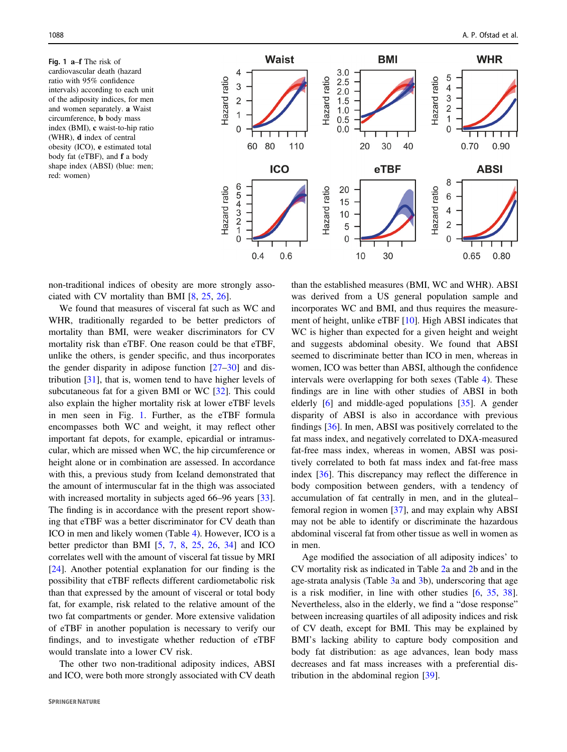**Fig. 1 a–f** The risk of cardiovascular death (hazard ratio with 95% confidence intervals) according to each unit of the adiposity indices, for men and women separately. **a** Waist circumference, **b** body mass index (BMI), **c** waist-to-hip ratio (WHR), **d** index of central obesity (ICO), **e** estimated total body fat (eTBF), and **f** a body shape index (ABSI) (blue: men; red: women)

non-traditional indices of obesity are more strongly associated with CV mortality than BMI [8, 25, 26].

We found that measures of visceral fat such as WC and WHR, traditionally regarded to be better predictors of mortality than BMI, were weaker discriminators for CV mortality risk than eTBF. One reason could be that eTBF, unlike the others, is gender specific, and thus incorporates the gender disparity in adipose function [27–30] and distribution [31], that is, women tend to have higher levels of subcutaneous fat for a given BMI or WC [32]. This could also explain the higher mortality risk at lower eTBF levels in men seen in Fig. 1. Further, as the eTBF formula encompasses both WC and weight, it may reflect other important fat depots, for example, epicardial or intramuscular, which are missed when WC, the hip circumference or height alone or in combination are assessed. In accordance with this, a previous study from Iceland demonstrated that the amount of intermuscular fat in the thigh was associated with increased mortality in subjects aged 66–96 years [33]. The finding is in accordance with the present report showing that eTBF was a better discriminator for CV death than ICO in men and likely women (Table 4). However, ICO is a better predictor than BMI [5, 7, 8, 25, 26, 34] and ICO correlates well with the amount of visceral fat tissue by MRI [24]. Another potential explanation for our finding is the possibility that eTBF reflects different cardiometabolic risk than that expressed by the amount of visceral or total body fat, for example, risk related to the relative amount of the two fat compartments or gender. More extensive validation of eTBF in another population is necessary to verify our findings, and to investigate whether reduction of eTBF would translate into a lower CV risk.

The other two non-traditional adiposity indices, ABSI and ICO, were both more strongly associated with CV death than the established measures (BMI, WC and WHR). ABSI was derived from a US general population sample and incorporates WC and BMI, and thus requires the measurement of height, unlike eTBF [10]. High ABSI indicates that WC is higher than expected for a given height and weight and suggests abdominal obesity. We found that ABSI seemed to discriminate better than ICO in men, whereas in women, ICO was better than ABSI, although the confidence intervals were overlapping for both sexes (Table 4). These findings are in line with other studies of ABSI in both elderly [6] and middle-aged populations [35]. A gender disparity of ABSI is also in accordance with previous findings [36]. In men, ABSI was positively correlated to the fat mass index, and negatively correlated to DXA-measured fat-free mass index, whereas in women, ABSI was positively correlated to both fat mass index and fat-free mass index [36]. This discrepancy may reflect the difference in body composition between genders, with a tendency of accumulation of fat centrally in men, and in the gluteal–femoral region in women [37], and may explain why ABSI may not be able to identify or discriminate the hazardous abdominal visceral fat from other tissue as well in women as in men.

Age modified the association of all adiposity indices' to CV mortality risk as indicated in Table 2a and 2b and in the age-strata analysis (Table 3a and 3b), underscoring that age is a risk modifier, in line with other studies [6, 35, 38]. Nevertheless, also in the elderly, we find a "dose response" between increasing quartiles of all adiposity indices and risk of CV death, except for BMI. This may be explained by BMI's lacking ability to capture body composition and body fat distribution: as age advances, lean body mass decreases and fat mass increases with a preferential distribution in the abdominal region [39].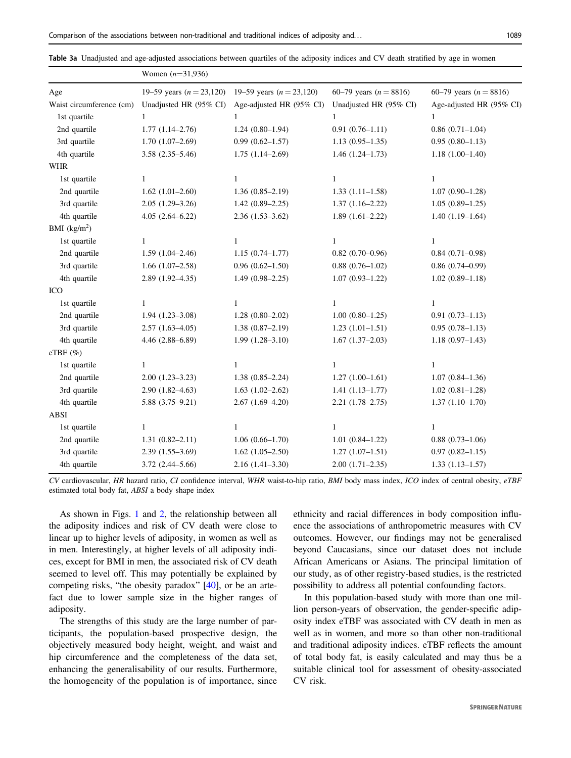**Table 3a** Unadjusted and age-adjusted associations between quartiles of the adiposity indices and CV death stratified by age in women

| | Women ($n$=31,936) | | | |
|---|---|---|---|---|
| Age | 19–59 years ($n$ = 23,120) | 19–59 years ($n$ = 23,120) | 60–79 years ($n$ = 8816) | 60–79 years ($n$ = 8816) |
| Waist circumference (cm) | Unadjusted HR (95% CI) | Age-adjusted HR (95% CI) | Unadjusted HR (95% CI) | Age-adjusted HR (95% CI) |
| 1st quartile | 1 | 1 | 1 | 1 |
| 2nd quartile | 1.77 (1.14–2.76) | 1.24 (0.80–1.94) | 0.91 (0.76–1.11) | 0.86 (0.71–1.04) |
| 3rd quartile | 1.70 (1.07–2.69) | 0.99 (0.62–1.57) | 1.13 (0.95–1.35) | 0.95 (0.80–1.13) |
| 4th quartile | 3.58 (2.35–5.46) | 1.75 (1.14–2.69) | 1.46 (1.24–1.73) | 1.18 (1.00–1.40) |
| WHR | | | | |
| 1st quartile | 1 | 1 | 1 | 1 |
| 2nd quartile | 1.62 (1.01–2.60) | 1.36 (0.85–2.19) | 1.33 (1.11–1.58) | 1.07 (0.90–1.28) |
| 3rd quartile | 2.05 (1.29–3.26) | 1.42 (0.89–2.25) | 1.37 (1.16–2.22) | 1.05 (0.89–1.25) |
| 4th quartile | 4.05 (2.64–6.22) | 2.36 (1.53–3.62) | 1.89 (1.61–2.22) | 1.40 (1.19–1.64) |
| BMI (kg/m$^2$) | | | | |
| 1st quartile | 1 | 1 | 1 | 1 |
| 2nd quartile | 1.59 (1.04–2.46) | 1.15 (0.74–1.77) | 0.82 (0.70–0.96) | 0.84 (0.71–0.98) |
| 3rd quartile | 1.66 (1.07–2.58) | 0.96 (0.62–1.50) | 0.88 (0.76–1.02) | 0.86 (0.74–0.99) |
| 4th quartile | 2.89 (1.92–4.35) | 1.49 (0.98–2.25) | 1.07 (0.93–1.22) | 1.02 (0.89–1.18) |
| ICO | | | | |
| 1st quartile | 1 | 1 | 1 | 1 |
| 2nd quartile | 1.94 (1.23–3.08) | 1.28 (0.80–2.02) | 1.00 (0.80–1.25) | 0.91 (0.73–1.13) |
| 3rd quartile | 2.57 (1.63–4.05) | 1.38 (0.87–2.19) | 1.23 (1.01–1.51) | 0.95 (0.78–1.13) |
| 4th quartile | 4.46 (2.88–6.89) | 1.99 (1.28–3.10) | 1.67 (1.37–2.03) | 1.18 (0.97–1.43) |
| eTBF (%) | | | | |
| 1st quartile | 1 | 1 | 1 | 1 |
| 2nd quartile | 2.00 (1.23–3.23) | 1.38 (0.85–2.24) | 1.27 (1.00–1.61) | 1.07 (0.84–1.36) |
| 3rd quartile | 2.90 (1.82–4.63) | 1.63 (1.02–2.62) | 1.41 (1.13–1.77) | 1.02 (0.81–1.28) |
| 4th quartile | 5.88 (3.75–9.21) | 2.67 (1.69–4.20) | 2.21 (1.78–2.75) | 1.37 (1.10–1.70) |
| ABSI | | | | |
| 1st quartile | 1 | 1 | 1 | 1 |
| 2nd quartile | 1.31 (0.82–2.11) | 1.06 (0.66–1.70) | 1.01 (0.84–1.22) | 0.88 (0.73–1.06) |
| 3rd quartile | 2.39 (1.55–3.69) | 1.62 (1.05–2.50) | 1.27 (1.07–1.51) | 0.97 (0.82–1.15) |
| 4th quartile | 3.72 (2.44–5.66) | 2.16 (1.41–3.30) | 2.00 (1.71–2.35) | 1.33 (1.13–1.57) |

*CV* cardiovascular, *HR* hazard ratio, *CI* confidence interval, *WHR* waist-to-hip ratio, *BMI* body mass index, *ICO* index of central obesity, *eTBF* estimated total body fat, *ABSI* a body shape index

As shown in Figs. 1 and 2, the relationship between all the adiposity indices and risk of CV death were close to linear up to higher levels of adiposity, in women as well as in men. Interestingly, at higher levels of all adiposity indices, except for BMI in men, the associated risk of CV death seemed to level off. This may potentially be explained by competing risks, "the obesity paradox" [40], or be an artefact due to lower sample size in the higher ranges of adiposity.

The strengths of this study are the large number of participants, the population-based prospective design, the objectively measured body height, weight, and waist and hip circumference and the completeness of the data set, enhancing the generalisability of our results. Furthermore, the homogeneity of the population is of importance, since ethnicity and racial differences in body composition influence the associations of anthropometric measures with CV outcomes. However, our findings may not be generalised beyond Caucasians, since our dataset does not include African Americans or Asians. The principal limitation of our study, as of other registry-based studies, is the restricted possibility to address all potential confounding factors.

In this population-based study with more than one million person-years of observation, the gender-specific adiposity index eTBF was associated with CV death in men as well as in women, and more so than other non-traditional and traditional adiposity indices. eTBF reflects the amount of total body fat, is easily calculated and may thus be a suitable clinical tool for assessment of obesity-associated CV risk.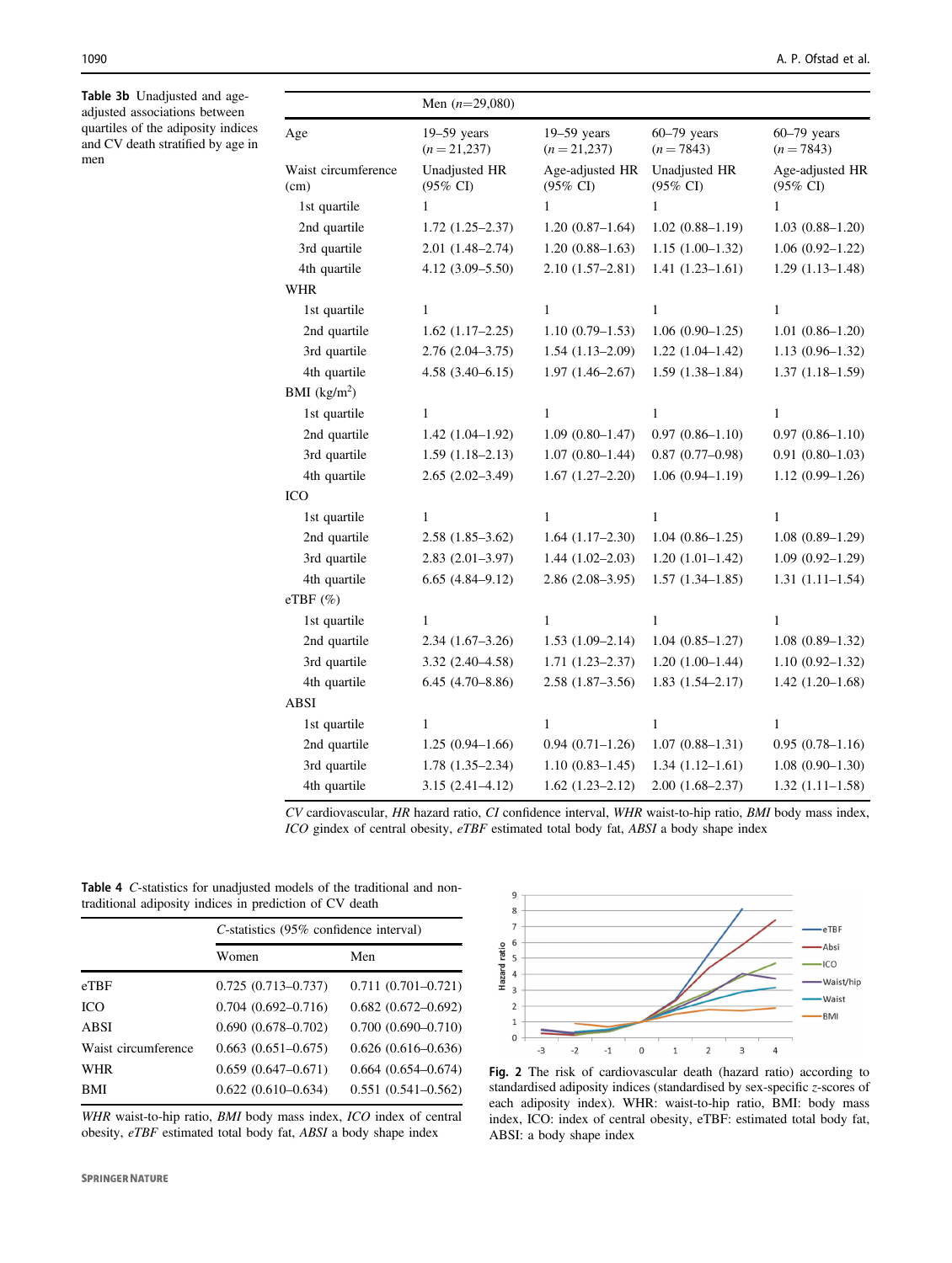**Table 3b** Unadjusted and age-adjusted associations between quartiles of the adiposity indices and CV death stratified by age in men

| | Men (n=29,080) | | | |
|---|---|---|---|---|
| Age | 19–59 years (n = 21,237) | 19–59 years (n = 21,237) | 60–79 years (n = 7843) | 60–79 years (n = 7843) |
| Waist circumference (cm) | Unadjusted HR (95% CI) | Age-adjusted HR (95% CI) | Unadjusted HR (95% CI) | Age-adjusted HR (95% CI) |
| 1st quartile | 1 | 1 | 1 | 1 |
| 2nd quartile | 1.72 (1.25–2.37) | 1.20 (0.87–1.64) | 1.02 (0.88–1.19) | 1.03 (0.88–1.20) |
| 3rd quartile | 2.01 (1.48–2.74) | 1.20 (0.88–1.63) | 1.15 (1.00–1.32) | 1.06 (0.92–1.22) |
| 4th quartile | 4.12 (3.09–5.50) | 2.10 (1.57–2.81) | 1.41 (1.23–1.61) | 1.29 (1.13–1.48) |
| WHR | | | | |
| 1st quartile | 1 | 1 | 1 | 1 |
| 2nd quartile | 1.62 (1.17–2.25) | 1.10 (0.79–1.53) | 1.06 (0.90–1.25) | 1.01 (0.86–1.20) |
| 3rd quartile | 2.76 (2.04–3.75) | 1.54 (1.13–2.09) | 1.22 (1.04–1.42) | 1.13 (0.96–1.32) |
| 4th quartile | 4.58 (3.40–6.15) | 1.97 (1.46–2.67) | 1.59 (1.38–1.84) | 1.37 (1.18–1.59) |
| BMI (kg/m$^2$) | | | | |
| 1st quartile | 1 | 1 | 1 | 1 |
| 2nd quartile | 1.42 (1.04–1.92) | 1.09 (0.80–1.47) | 0.97 (0.86–1.10) | 0.97 (0.86–1.10) |
| 3rd quartile | 1.59 (1.18–2.13) | 1.07 (0.80–1.44) | 0.87 (0.77–0.98) | 0.91 (0.80–1.03) |
| 4th quartile | 2.65 (2.02–3.49) | 1.67 (1.27–2.20) | 1.06 (0.94–1.19) | 1.12 (0.99–1.26) |
| ICO | | | | |
| 1st quartile | 1 | 1 | 1 | 1 |
| 2nd quartile | 2.58 (1.85–3.62) | 1.64 (1.17–2.30) | 1.04 (0.86–1.25) | 1.08 (0.89–1.29) |
| 3rd quartile | 2.83 (2.01–3.97) | 1.44 (1.02–2.03) | 1.20 (1.01–1.42) | 1.09 (0.92–1.29) |
| 4th quartile | 6.65 (4.84–9.12) | 2.86 (2.08–3.95) | 1.57 (1.34–1.85) | 1.31 (1.11–1.54) |
| eTBF (%) | | | | |
| 1st quartile | 1 | 1 | 1 | 1 |
| 2nd quartile | 2.34 (1.67–3.26) | 1.53 (1.09–2.14) | 1.04 (0.85–1.27) | 1.08 (0.89–1.32) |
| 3rd quartile | 3.32 (2.40–4.58) | 1.71 (1.23–2.37) | 1.20 (1.00–1.44) | 1.10 (0.92–1.32) |
| 4th quartile | 6.45 (4.70–8.86) | 2.58 (1.87–3.56) | 1.83 (1.54–2.17) | 1.42 (1.20–1.68) |
| ABSI | | | | |
| 1st quartile | 1 | 1 | 1 | 1 |
| 2nd quartile | 1.25 (0.94–1.66) | 0.94 (0.71–1.26) | 1.07 (0.88–1.31) | 0.95 (0.78–1.16) |
| 3rd quartile | 1.78 (1.35–2.34) | 1.10 (0.83–1.45) | 1.34 (1.12–1.61) | 1.08 (0.90–1.30) |
| 4th quartile | 3.15 (2.41–4.12) | 1.62 (1.23–2.12) | 2.00 (1.68–2.37) | 1.32 (1.11–1.58) |

*CV* cardiovascular, *HR* hazard ratio, *CI* confidence interval, *WHR* waist-to-hip ratio, *BMI* body mass index, *ICO* gindex of central obesity, *eTBF* estimated total body fat, *ABSI* a body shape index

**Table 4** *C*-statistics for unadjusted models of the traditional and non-traditional adiposity indices in prediction of CV death

| | *C*-statistics (95% confidence interval) | |
|---|---|---|
| | Women | Men |
| eTBF | 0.725 (0.713–0.737) | 0.711 (0.701–0.721) |
| ICO | 0.704 (0.692–0.716) | 0.682 (0.672–0.692) |
| ABSI | 0.690 (0.678–0.702) | 0.700 (0.690–0.710) |
| Waist circumference | 0.663 (0.651–0.675) | 0.626 (0.616–0.636) |
| WHR | 0.659 (0.647–0.671) | 0.664 (0.654–0.674) |
| BMI | 0.622 (0.610–0.634) | 0.551 (0.541–0.562) |

*WHR* waist-to-hip ratio, *BMI* body mass index, *ICO* index of central obesity, *eTBF* estimated total body fat, *ABSI* a body shape index

**Fig. 2** The risk of cardiovascular death (hazard ratio) according to standardised adiposity indices (standardised by sex-specific *z*-scores of each adiposity index). WHR: waist-to-hip ratio, BMI: body mass index, ICO: index of central obesity, eTBF: estimated total body fat, ABSI: a body shape index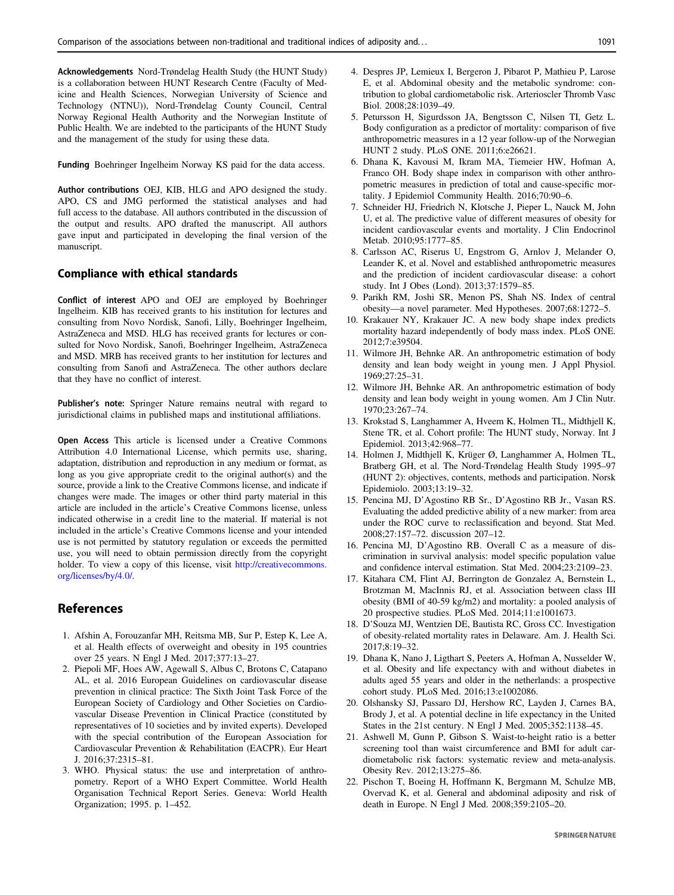**Acknowledgements** Nord-Trøndelag Health Study (the HUNT Study) is a collaboration between HUNT Research Centre (Faculty of Medicine and Health Sciences, Norwegian University of Science and Technology (NTNU)), Nord-Trøndelag County Council, Central Norway Regional Health Authority and the Norwegian Institute of Public Health. We are indebted to the participants of the HUNT Study and the management of the study for using these data.

**Funding** Boehringer Ingelheim Norway KS paid for the data access.

**Author contributions** OEJ, KIB, HLG and APO designed the study. APO, CS and JMG performed the statistical analyses and had full access to the database. All authors contributed in the discussion of the output and results. APO drafted the manuscript. All authors gave input and participated in developing the final version of the manuscript.

## Compliance with ethical standards

**Conflict of interest** APO and OEJ are employed by Boehringer Ingelheim. KIB has received grants to his institution for lectures and consulting from Novo Nordisk, Sanofi, Lilly, Boehringer Ingelheim, AstraZeneca and MSD. HLG has received grants for lectures or consulted for Novo Nordisk, Sanofi, Boehringer Ingelheim, AstraZeneca and MSD. MRB has received grants to her institution for lectures and consulting from Sanofi and AstraZeneca. The other authors declare that they have no conflict of interest.

**Publisher's note:** Springer Nature remains neutral with regard to jurisdictional claims in published maps and institutional affiliations.

**Open Access** This article is licensed under a Creative Commons Attribution 4.0 International License, which permits use, sharing, adaptation, distribution and reproduction in any medium or format, as long as you give appropriate credit to the original author(s) and the source, provide a link to the Creative Commons license, and indicate if changes were made. The images or other third party material in this article are included in the article's Creative Commons license, unless indicated otherwise in a credit line to the material. If material is not included in the article's Creative Commons license and your intended use is not permitted by statutory regulation or exceeds the permitted use, you will need to obtain permission directly from the copyright holder. To view a copy of this license, visit http://creativecommons.org/licenses/by/4.0/.

## References

1. Afshin A, Forouzanfar MH, Reitsma MB, Sur P, Estep K, Lee A, et al. Health effects of overweight and obesity in 195 countries over 25 years. N Engl J Med. 2017;377:13–27.
2. Piepoli MF, Hoes AW, Agewall S, Albus C, Brotons C, Catapano AL, et al. 2016 European Guidelines on cardiovascular disease prevention in clinical practice: The Sixth Joint Task Force of the European Society of Cardiology and Other Societies on Cardiovascular Disease Prevention in Clinical Practice (constituted by representatives of 10 societies and by invited experts). Developed with the special contribution of the European Association for Cardiovascular Prevention & Rehabilitation (EACPR). Eur Heart J. 2016;37:2315–81.
3. WHO. Physical status: the use and interpretation of anthropometry. Report of a WHO Expert Committee. World Health Organisation Technical Report Series. Geneva: World Health Organization; 1995. p. 1–452.
4. Despres JP, Lemieux I, Bergeron J, Pibarot P, Mathieu P, Larose E, et al. Abdominal obesity and the metabolic syndrome: contribution to global cardiometabolic risk. Arterioscler Thromb Vasc Biol. 2008;28:1039–49.
5. Petursson H, Sigurdsson JA, Bengtsson C, Nilsen TI, Getz L. Body configuration as a predictor of mortality: comparison of five anthropometric measures in a 12 year follow-up of the Norwegian HUNT 2 study. PLoS ONE. 2011;6:e26621.
6. Dhana K, Kavousi M, Ikram MA, Tiemeier HW, Hofman A, Franco OH. Body shape index in comparison with other anthropometric measures in prediction of total and cause-specific mortality. J Epidemiol Community Health. 2016;70:90–6.
7. Schneider HJ, Friedrich N, Klotsche J, Pieper L, Nauck M, John U, et al. The predictive value of different measures of obesity for incident cardiovascular events and mortality. J Clin Endocrinol Metab. 2010;95:1777–85.
8. Carlsson AC, Riserus U, Engstrom G, Arnlov J, Melander O, Leander K, et al. Novel and established anthropometric measures and the prediction of incident cardiovascular disease: a cohort study. Int J Obes (Lond). 2013;37:1579–85.
9. Parikh RM, Joshi SR, Menon PS, Shah NS. Index of central obesity—a novel parameter. Med Hypotheses. 2007;68:1272–5.
10. Krakauer NY, Krakauer JC. A new body shape index predicts mortality hazard independently of body mass index. PLoS ONE. 2012;7:e39504.
11. Wilmore JH, Behnke AR. An anthropometric estimation of body density and lean body weight in young men. J Appl Physiol. 1969;27:25–31.
12. Wilmore JH, Behnke AR. An anthropometric estimation of body density and lean body weight in young women. Am J Clin Nutr. 1970;23:267–74.
13. Krokstad S, Langhammer A, Hveem K, Holmen TL, Midthjell K, Stene TR, et al. Cohort profile: The HUNT study, Norway. Int J Epidemiol. 2013;42:968–77.
14. Holmen J, Midthjell K, Krüger Ø, Langhammer A, Holmen TL, Bratberg GH, et al. The Nord-Trøndelag Health Study 1995–97 (HUNT 2): objectives, contents, methods and participation. Norsk Epidemiolo. 2003;13:19–32.
15. Pencina MJ, D'Agostino RB Sr., D'Agostino RB Jr., Vasan RS. Evaluating the added predictive ability of a new marker: from area under the ROC curve to reclassification and beyond. Stat Med. 2008;27:157–72. discussion 207–12.
16. Pencina MJ, D'Agostino RB. Overall C as a measure of discrimination in survival analysis: model specific population value and confidence interval estimation. Stat Med. 2004;23:2109–23.
17. Kitahara CM, Flint AJ, Berrington de Gonzalez A, Bernstein L, Brotzman M, MacInnis RJ, et al. Association between class III obesity (BMI of 40-59 kg/m2) and mortality: a pooled analysis of 20 prospective studies. PLoS Med. 2014;11:e1001673.
18. D'Souza MJ, Wentzien DE, Bautista RC, Gross CC. Investigation of obesity-related mortality rates in Delaware. Am. J. Health Sci. 2017;8:19–32.
19. Dhana K, Nano J, Ligthart S, Peeters A, Hofman A, Nusselder W, et al. Obesity and life expectancy with and without diabetes in adults aged 55 years and older in the netherlands: a prospective cohort study. PLoS Med. 2016;13:e1002086.
20. Olshansky SJ, Passaro DJ, Hershow RC, Layden J, Carnes BA, Brody J, et al. A potential decline in life expectancy in the United States in the 21st century. N Engl J Med. 2005;352:1138–45.
21. Ashwell M, Gunn P, Gibson S. Waist-to-height ratio is a better screening tool than waist circumference and BMI for adult cardiometabolic risk factors: systematic review and meta-analysis. Obesity Rev. 2012;13:275–86.
22. Pischon T, Boeing H, Hoffmann K, Bergmann M, Schulze MB, Overvad K, et al. General and abdominal adiposity and risk of death in Europe. N Engl J Med. 2008;359:2105–20.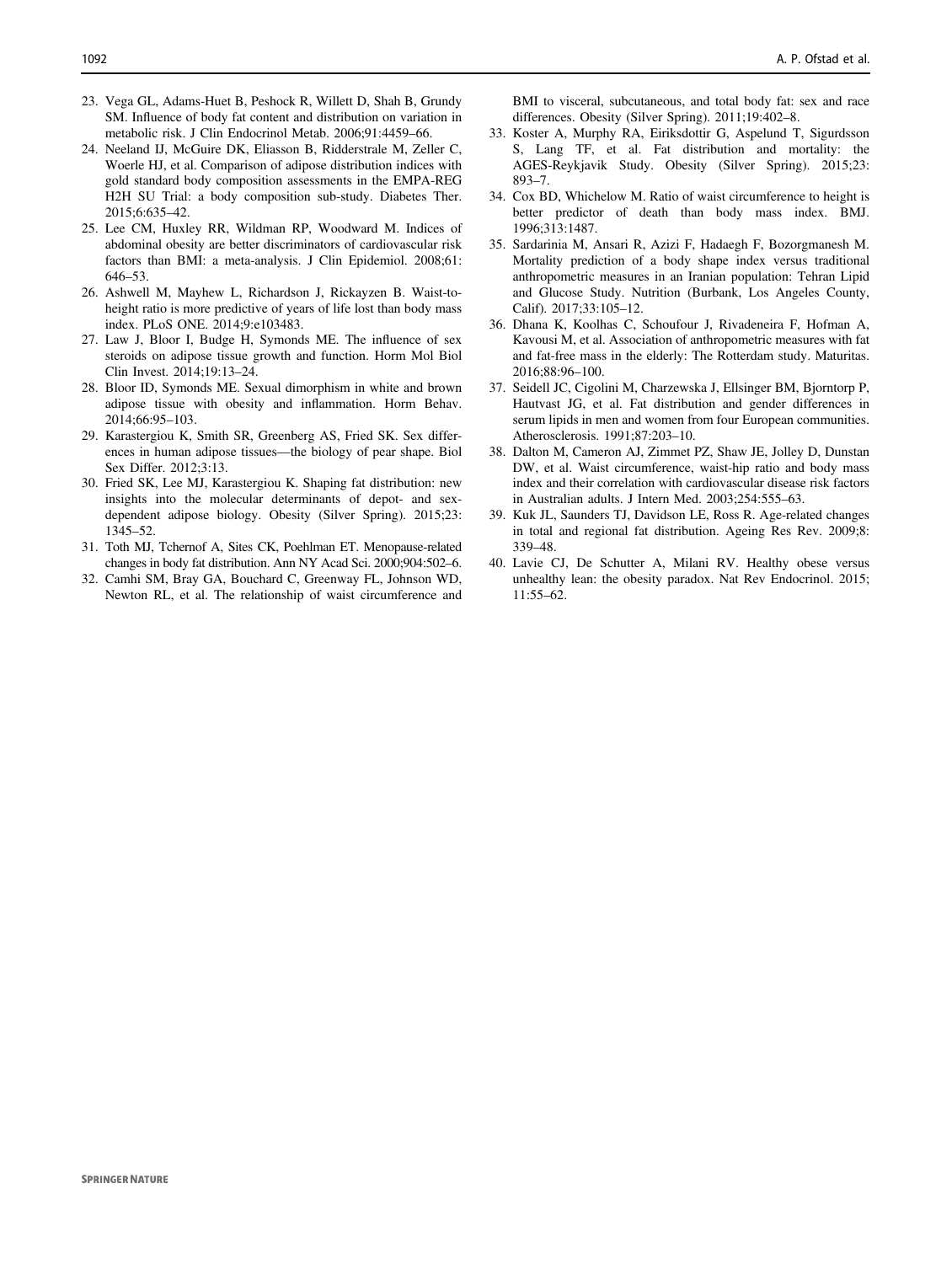23. Vega GL, Adams-Huet B, Peshock R, Willett D, Shah B, Grundy SM. Influence of body fat content and distribution on variation in metabolic risk. J Clin Endocrinol Metab. 2006;91:4459–66.
24. Neeland IJ, McGuire DK, Eliasson B, Ridderstrale M, Zeller C, Woerle HJ, et al. Comparison of adipose distribution indices with gold standard body composition assessments in the EMPA-REG H2H SU Trial: a body composition sub-study. Diabetes Ther. 2015;6:635–42.
25. Lee CM, Huxley RR, Wildman RP, Woodward M. Indices of abdominal obesity are better discriminators of cardiovascular risk factors than BMI: a meta-analysis. J Clin Epidemiol. 2008;61: 646–53.
26. Ashwell M, Mayhew L, Richardson J, Rickayzen B. Waist-to-height ratio is more predictive of years of life lost than body mass index. PLoS ONE. 2014;9:e103483.
27. Law J, Bloor I, Budge H, Symonds ME. The influence of sex steroids on adipose tissue growth and function. Horm Mol Biol Clin Invest. 2014;19:13–24.
28. Bloor ID, Symonds ME. Sexual dimorphism in white and brown adipose tissue with obesity and inflammation. Horm Behav. 2014;66:95–103.
29. Karastergiou K, Smith SR, Greenberg AS, Fried SK. Sex differences in human adipose tissues—the biology of pear shape. Biol Sex Differ. 2012;3:13.
30. Fried SK, Lee MJ, Karastergiou K. Shaping fat distribution: new insights into the molecular determinants of depot- and sex-dependent adipose biology. Obesity (Silver Spring). 2015;23: 1345–52.
31. Toth MJ, Tchernof A, Sites CK, Poehlman ET. Menopause-related changes in body fat distribution. Ann NY Acad Sci. 2000;904:502–6.
32. Camhi SM, Bray GA, Bouchard C, Greenway FL, Johnson WD, Newton RL, et al. The relationship of waist circumference and BMI to visceral, subcutaneous, and total body fat: sex and race differences. Obesity (Silver Spring). 2011;19:402–8.
33. Koster A, Murphy RA, Eiriksdottir G, Aspelund T, Sigurdsson S, Lang TF, et al. Fat distribution and mortality: the AGES-Reykjavik Study. Obesity (Silver Spring). 2015;23: 893–7.
34. Cox BD, Whichelow M. Ratio of waist circumference to height is better predictor of death than body mass index. BMJ. 1996;313:1487.
35. Sardarinia M, Ansari R, Azizi F, Hadaegh F, Bozorgmanesh M. Mortality prediction of a body shape index versus traditional anthropometric measures in an Iranian population: Tehran Lipid and Glucose Study. Nutrition (Burbank, Los Angeles County, Calif). 2017;33:105–12.
36. Dhana K, Koolhas C, Schoufour J, Rivadeneira F, Hofman A, Kavousi M, et al. Association of anthropometric measures with fat and fat-free mass in the elderly: The Rotterdam study. Maturitas. 2016;88:96–100.
37. Seidell JC, Cigolini M, Charzewska J, Ellsinger BM, Bjorntorp P, Hautvast JG, et al. Fat distribution and gender differences in serum lipids in men and women from four European communities. Atherosclerosis. 1991;87:203–10.
38. Dalton M, Cameron AJ, Zimmet PZ, Shaw JE, Jolley D, Dunstan DW, et al. Waist circumference, waist-hip ratio and body mass index and their correlation with cardiovascular disease risk factors in Australian adults. J Intern Med. 2003;254:555–63.
39. Kuk JL, Saunders TJ, Davidson LE, Ross R. Age-related changes in total and regional fat distribution. Ageing Res Rev. 2009;8: 339–48.
40. Lavie CJ, De Schutter A, Milani RV. Healthy obese versus unhealthy lean: the obesity paradox. Nat Rev Endocrinol. 2015; 11:55–62.